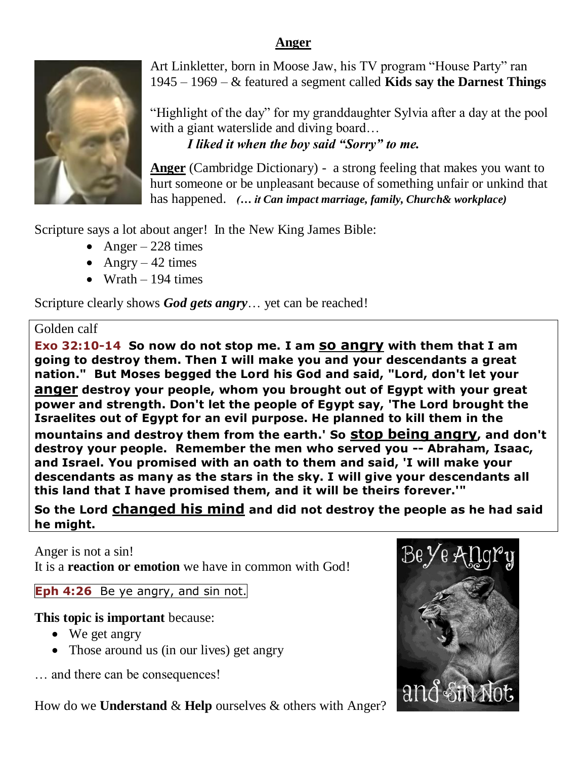# Anger

Art Linkletter, born in Moose Jaw, his TV program "House Party" ran 1945 – 1969 – & featured a segment called **Kids say the Darnest Things**

"Highlight of the day" for my granddaughter Sylvia after a day at the pool with a giant waterslide and diving board…

*I liked it when the boy said "Sorry" to me.*

**Anger** (Cambridge Dictionary) - a strong feeling that makes you want to hurt someone or be unpleasant because of something unfair or unkind that has happened. ***(… it Can impact marriage, family, Church& workplace)***

Scripture says a lot about anger! In the New King James Bible:

- Anger – 228 times
- Angry – 42 times
- Wrath – 194 times

Scripture clearly shows ***God gets angry***… yet can be reached!

Golden calf

**Exo 32:10-14 So now do not stop me. I am so angry with them that I am going to destroy them. Then I will make you and your descendants a great nation." But Moses begged the Lord his God and said, "Lord, don't let your anger destroy your people, whom you brought out of Egypt with your great power and strength. Don't let the people of Egypt say, 'The Lord brought the Israelites out of Egypt for an evil purpose. He planned to kill them in the mountains and destroy them from the earth.' So stop being angry, and don't destroy your people. Remember the men who served you -- Abraham, Isaac, and Israel. You promised with an oath to them and said, 'I will make your descendants as many as the stars in the sky. I will give your descendants all this land that I have promised them, and it will be theirs forever.'"**

**So the Lord changed his mind and did not destroy the people as he had said he might.**

Anger is not a sin!
It is a **reaction or emotion** we have in common with God!

**Eph 4:26** Be ye angry, and sin not.

**This topic is important** because:

- We get angry
- Those around us (in our lives) get angry

… and there can be consequences!

How do we **Understand** & **Help** ourselves & others with Anger?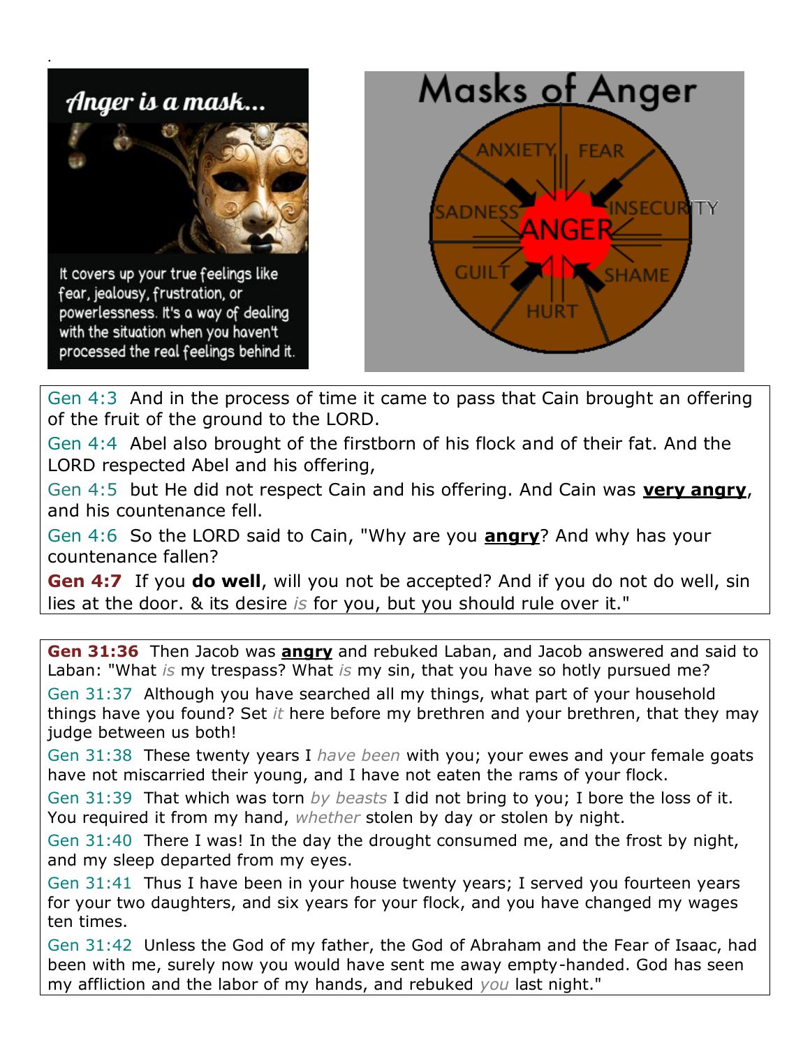Anger is a mask...

It covers up your true feelings like fear, jealousy, frustration, or powerlessness. It's a way of dealing with the situation when you haven't processed the real feelings behind it.

Masks of Anger

ANXIETY, FEAR, SADNESS, INSECURITY, ANGER, GUILT, SHAME, HURT

Gen 4:3 And in the process of time it came to pass that Cain brought an offering of the fruit of the ground to the LORD.
Gen 4:4 Abel also brought of the firstborn of his flock and of their fat. And the LORD respected Abel and his offering,
Gen 4:5 but He did not respect Cain and his offering. And Cain was **very angry**, and his countenance fell.
Gen 4:6 So the LORD said to Cain, "Why are you **angry**? And why has your countenance fallen?
**Gen 4:7** If you **do well**, will you not be accepted? And if you do not do well, sin lies at the door. & its desire *is* for you, but you should rule over it."

**Gen 31:36** Then Jacob was **angry** and rebuked Laban, and Jacob answered and said to Laban: "What *is* my trespass? What *is* my sin, that you have so hotly pursued me?
Gen 31:37 Although you have searched all my things, what part of your household things have you found? Set *it* here before my brethren and your brethren, that they may judge between us both!
Gen 31:38 These twenty years I *have been* with you; your ewes and your female goats have not miscarried their young, and I have not eaten the rams of your flock.
Gen 31:39 That which was torn *by beasts* I did not bring to you; I bore the loss of it. You required it from my hand, *whether* stolen by day or stolen by night.
Gen 31:40 There I was! In the day the drought consumed me, and the frost by night, and my sleep departed from my eyes.
Gen 31:41 Thus I have been in your house twenty years; I served you fourteen years for your two daughters, and six years for your flock, and you have changed my wages ten times.
Gen 31:42 Unless the God of my father, the God of Abraham and the Fear of Isaac, had been with me, surely now you would have sent me away empty-handed. God has seen my affliction and the labor of my hands, and rebuked *you* last night."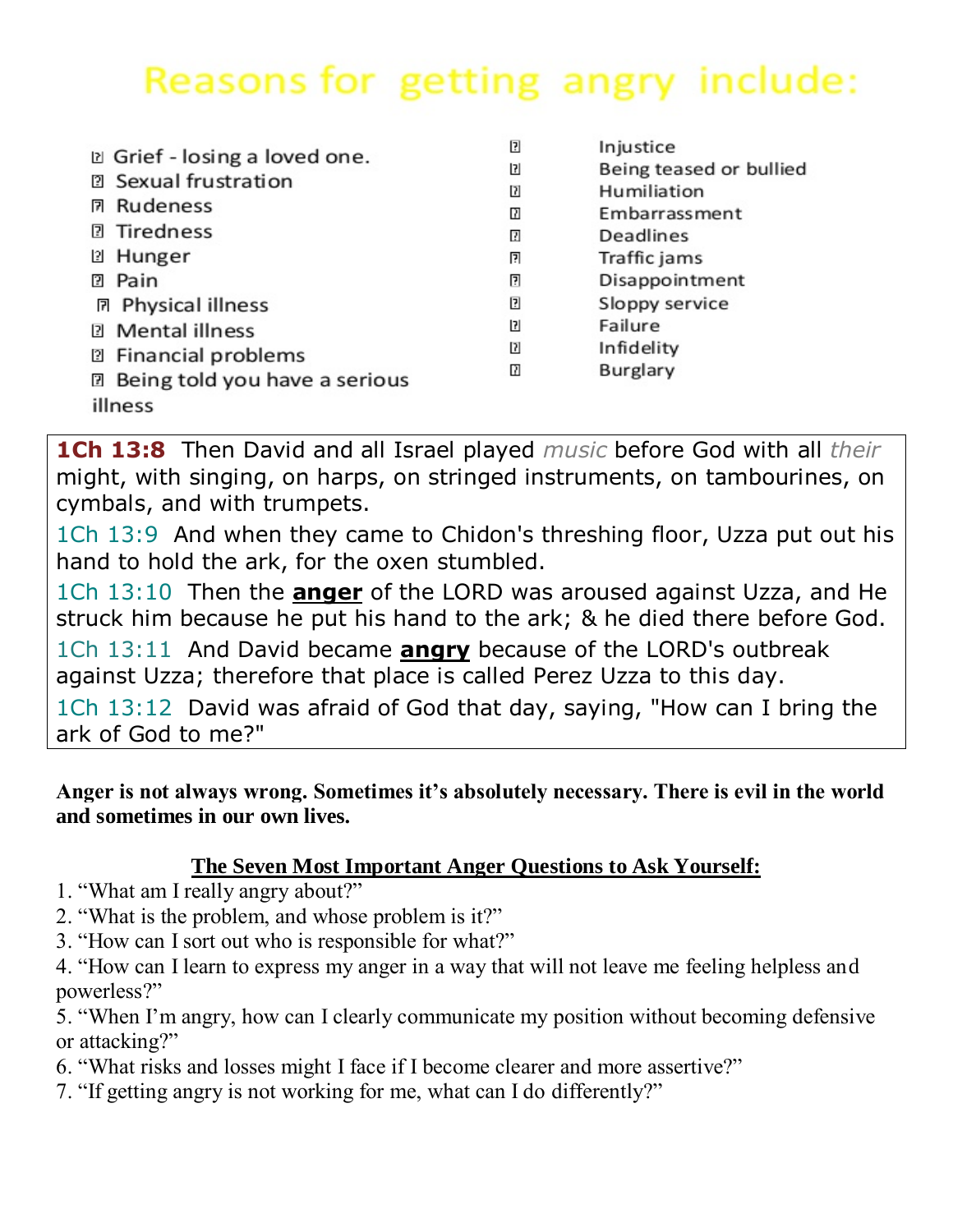# Reasons for getting angry include:

- Grief - losing a loved one.
- Sexual frustration
- Rudeness
- Tiredness
- Hunger
- Pain
- Physical illness
- Mental illness
- Financial problems
- Being told you have a serious illness
- Injustice
- Being teased or bullied
- Humiliation
- Embarrassment
- Deadlines
- Traffic jams
- Disappointment
- Sloppy service
- Failure
- Infidelity
- Burglary

**1Ch 13:8** Then David and all Israel played *music* before God with all *their* might, with singing, on harps, on stringed instruments, on tambourines, on cymbals, and with trumpets.

1Ch 13:9 And when they came to Chidon's threshing floor, Uzza put out his hand to hold the ark, for the oxen stumbled.

1Ch 13:10 Then the **anger** of the LORD was aroused against Uzza, and He struck him because he put his hand to the ark; & he died there before God.

1Ch 13:11 And David became **angry** because of the LORD's outbreak against Uzza; therefore that place is called Perez Uzza to this day.

1Ch 13:12 David was afraid of God that day, saying, "How can I bring the ark of God to me?"

**Anger is not always wrong. Sometimes it's absolutely necessary. There is evil in the world and sometimes in our own lives.**

## The Seven Most Important Anger Questions to Ask Yourself:

1. "What am I really angry about?"
2. "What is the problem, and whose problem is it?"
3. "How can I sort out who is responsible for what?"
4. "How can I learn to express my anger in a way that will not leave me feeling helpless and powerless?"
5. "When I'm angry, how can I clearly communicate my position without becoming defensive or attacking?"
6. "What risks and losses might I face if I become clearer and more assertive?"
7. "If getting angry is not working for me, what can I do differently?"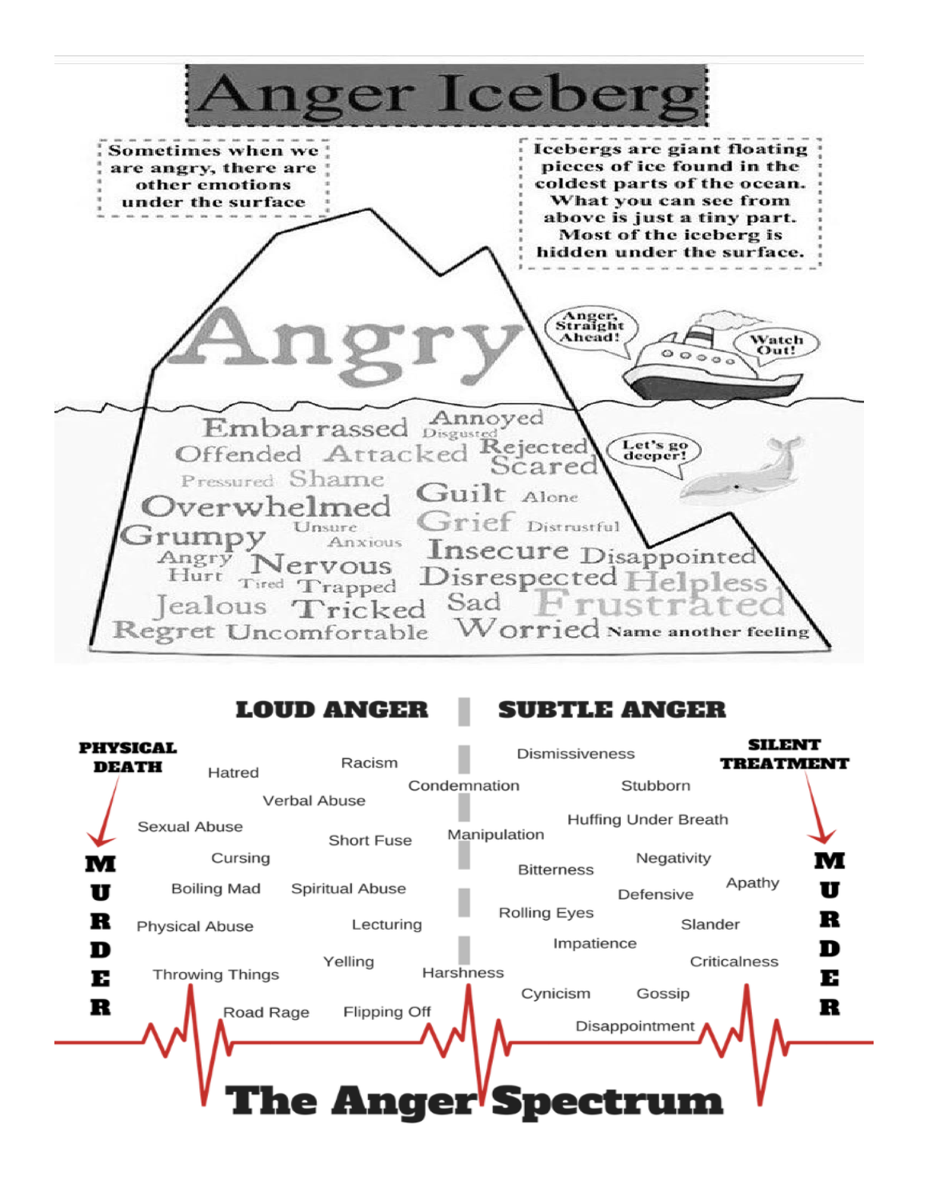# Anger Iceberg

Sometimes when we are angry, there are other emotions under the surface

Icebergs are giant floating pieces of ice found in the coldest parts of the ocean. What you can see from above is just a tiny part. Most of the iceberg is hidden under the surface.

**Angry**

Anger, Straight Ahead!

Watch Out!

Let's go deeper!

Embarrassed, Annoyed, Disgusted, Offended, Attacked, Rejected, Scared, Pressured, Shame, Guilt, Alone, Overwhelmed, Grief, Distrustful, Grumpy, Unsure, Anxious, Insecure, Disappointed, Angry, Nervous, Hurt, Tired, Trapped, Disrespected, Helpless, Jealous, Tricked, Sad, Frustrated, Regret, Uncomfortable, Worried, Name another feeling

# The Anger Spectrum

| LOUD ANGER | SUBTLE ANGER |
|---|---|
| PHYSICAL DEATH → MURDER | SILENT TREATMENT → MURDER |
| Hatred | Dismissiveness |
| Racism | Condemnation |
| Verbal Abuse | Stubborn |
| Sexual Abuse | Huffing Under Breath |
| Short Fuse | Manipulation |
| Cursing | Negativity |
| Boiling Mad | Bitterness |
| Spiritual Abuse | Apathy |
| Physical Abuse | Defensive |
| Lecturing | Rolling Eyes |
| Yelling | Slander |
| Throwing Things | Impatience |
| Road Rage | Criticalness |
| Flipping Off | Harshness |
| | Cynicism |
| | Gossip |
| | Disappointment |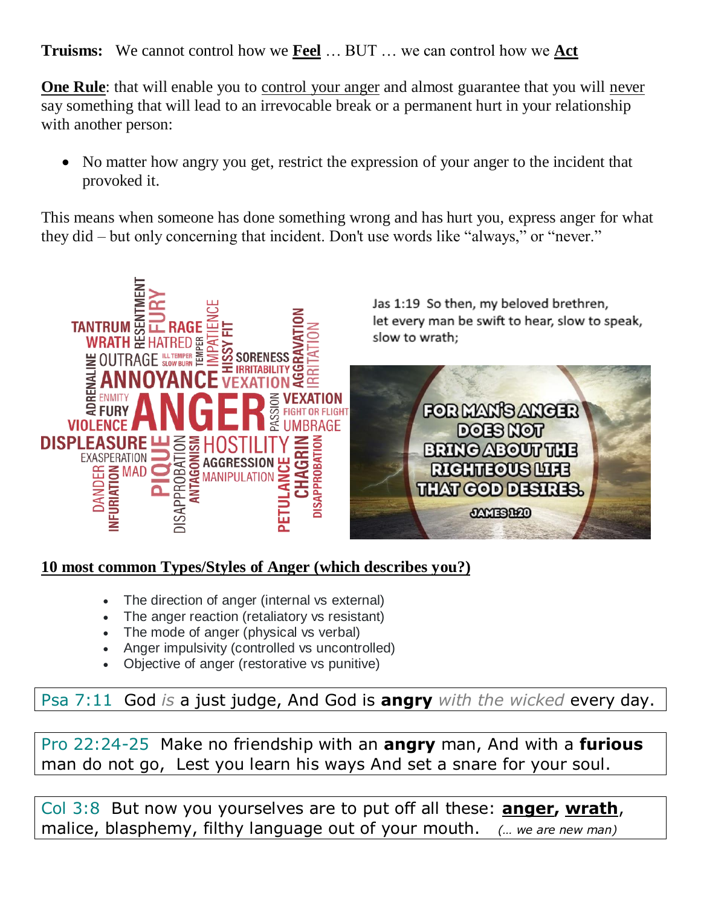**Truisms:** We cannot control how we **<u>Feel</u>** … BUT … we can control how we **<u>Act</u>**

**<u>One Rule</u>**: that will enable you to <u>control your anger</u> and almost guarantee that you will <u>never</u> say something that will lead to an irrevocable break or a permanent hurt in your relationship with another person:

- No matter how angry you get, restrict the expression of your anger to the incident that provoked it.

This means when someone has done something wrong and has hurt you, express anger for what they did – but only concerning that incident. Don't use words like "always," or "never."

Jas 1:19 So then, my beloved brethren, let every man be swift to hear, slow to speak, slow to wrath;

FOR MAN'S ANGER DOES NOT BRING ABOUT THE RIGHTEOUS LIFE THAT GOD DESIRES. JAMES 1:20

## <u>10 most common Types/Styles of Anger (which describes you?)</u>

- The direction of anger (internal vs external)
- The anger reaction (retaliatory vs resistant)
- The mode of anger (physical vs verbal)
- Anger impulsivity (controlled vs uncontrolled)
- Objective of anger (restorative vs punitive)

Psa 7:11 God *is* a just judge, And God is **angry** *with the wicked* every day.

Pro 22:24-25 Make no friendship with an **angry** man, And with a **furious** man do not go, Lest you learn his ways And set a snare for your soul.

Col 3:8 But now you yourselves are to put off all these: **<u>anger</u>, <u>wrath</u>**, malice, blasphemy, filthy language out of your mouth. *(… we are new man)*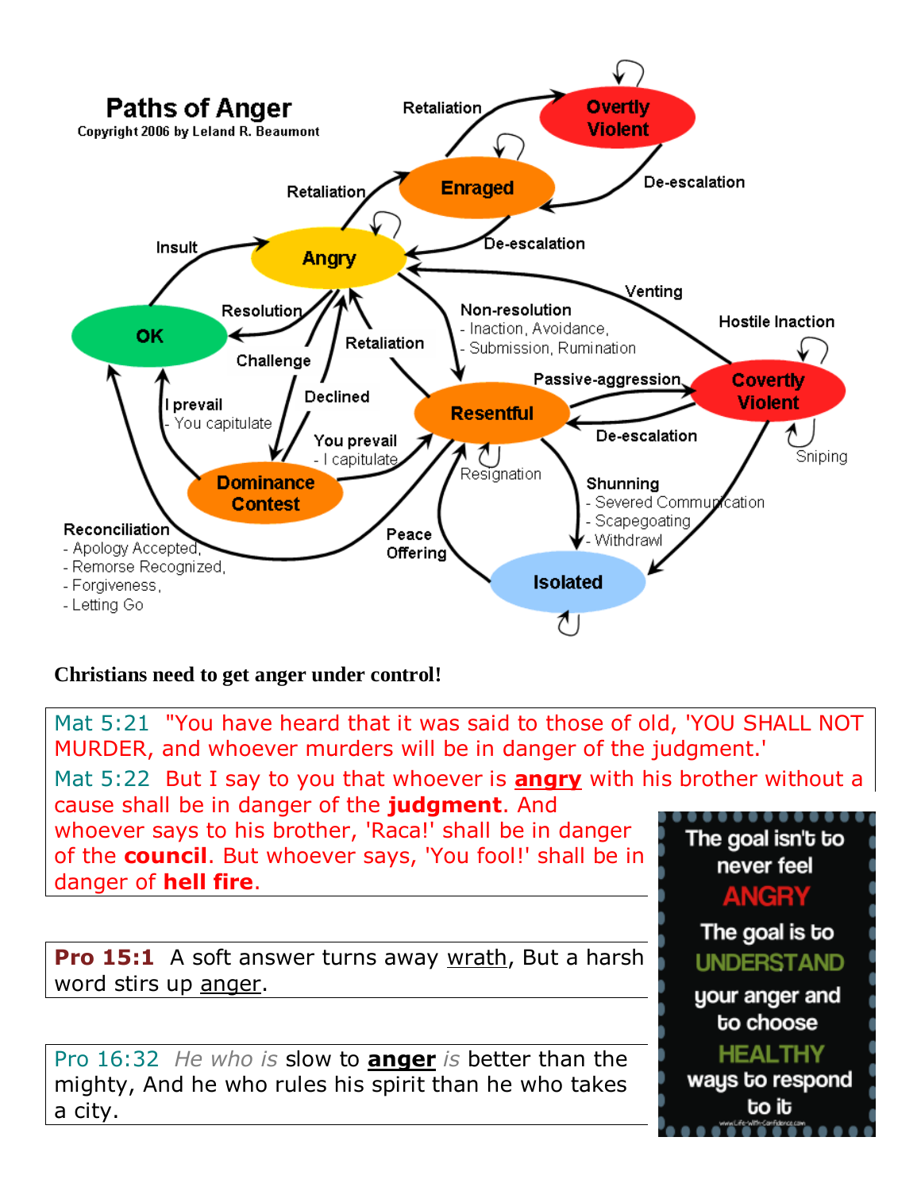Paths of Anger
Copyright 2006 by Leland R. Beaumont

OK
Angry
Enraged
Overtly Violent
Covertly Violent
Resentful
Dominance Contest
Isolated

Insult
Retaliation
Retaliation
De-escalation
De-escalation
Resolution
Challenge
Declined
Retaliation
Non-resolution
- Inaction, Avoidance,
- Submission, Rumination
Venting
Hostile Inaction
Passive-aggression
De-escalation
Sniping
I prevail
- You capitulate
You prevail
- I capitulate
Resignation
Shunning
- Severed Communication
- Scapegoating
- Withdrawl
Peace Offering
Reconciliation
- Apology Accepted,
- Remorse Recognized,
- Forgiveness,
- Letting Go

**Christians need to get anger under control!**

Mat 5:21 "You have heard that it was said to those of old, 'YOU SHALL NOT MURDER, and whoever murders will be in danger of the judgment.'
Mat 5:22 But I say to you that whoever is **angry** with his brother without a cause shall be in danger of the **judgment**. And whoever says to his brother, 'Raca!' shall be in danger of the **council**. But whoever says, 'You fool!' shall be in danger of **hell fire**.

**Pro 15:1** A soft answer turns away wrath, But a harsh word stirs up anger.

Pro 16:32 *He who is* slow to **anger** *is* better than the mighty, And he who rules his spirit than he who takes a city.

The goal isn't to never feel ANGRY
The goal is to UNDERSTAND your anger and to choose HEALTHY ways to respond to it
www.Life-With-Confidence.com